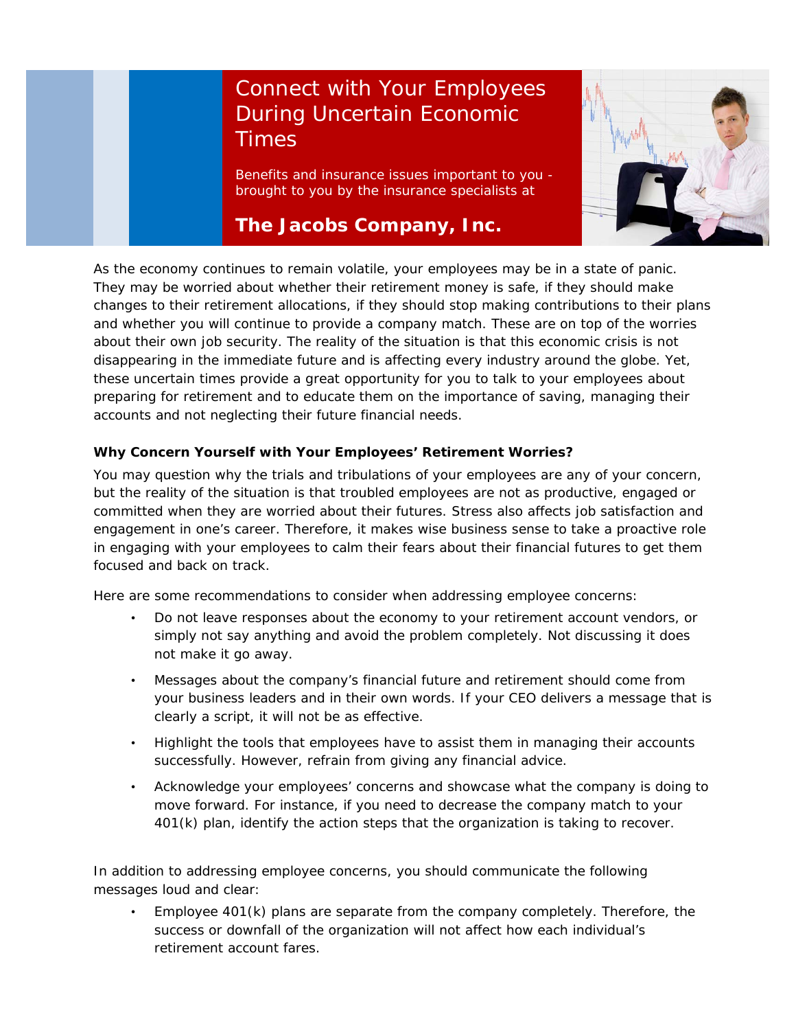# Connect with Your Employees During Uncertain Economic Times

Benefits and insurance issues important to you - brought to you by the insurance specialists at

**The Jacobs Company, Inc.**

As the economy continues to remain volatile, your employees may be in a state of panic. They may be worried about whether their retirement money is safe, if they should make changes to their retirement allocations, if they should stop making contributions to their plans and whether you will continue to provide a company match. These are on top of the worries about their own job security. The reality of the situation is that this economic crisis is not disappearing in the immediate future and is affecting every industry around the globe. Yet, these uncertain times provide a great opportunity for you to talk to your employees about preparing for retirement and to educate them on the importance of saving, managing their accounts and not neglecting their future financial needs.

**Why Concern Yourself with Your Employees' Retirement Worries?**

You may question why the trials and tribulations of your employees are any of your concern, but the reality of the situation is that troubled employees are not as productive, engaged or committed when they are worried about their futures. Stress also affects job satisfaction and engagement in one's career. Therefore, it makes wise business sense to take a proactive role in engaging with your employees to calm their fears about their financial futures to get them focused and back on track.

Here are some recommendations to consider when addressing employee concerns:

- Do not leave responses about the economy to your retirement account vendors, or simply not say anything and avoid the problem completely. Not discussing it does not make it go away.
- Messages about the company's financial future and retirement should come from your business leaders and in their own words. If your CEO delivers a message that is clearly a script, it will not be as effective.
- Highlight the tools that employees have to assist them in managing their accounts successfully. However, refrain from giving any financial advice.
- Acknowledge your employees' concerns and showcase what the company is doing to move forward. For instance, if you need to decrease the company match to your 401(k) plan, identify the action steps that the organization is taking to recover.

In addition to addressing employee concerns, you should communicate the following messages loud and clear:

- Employee 401(k) plans are separate from the company completely. Therefore, the success or downfall of the organization will not affect how each individual's retirement account fares.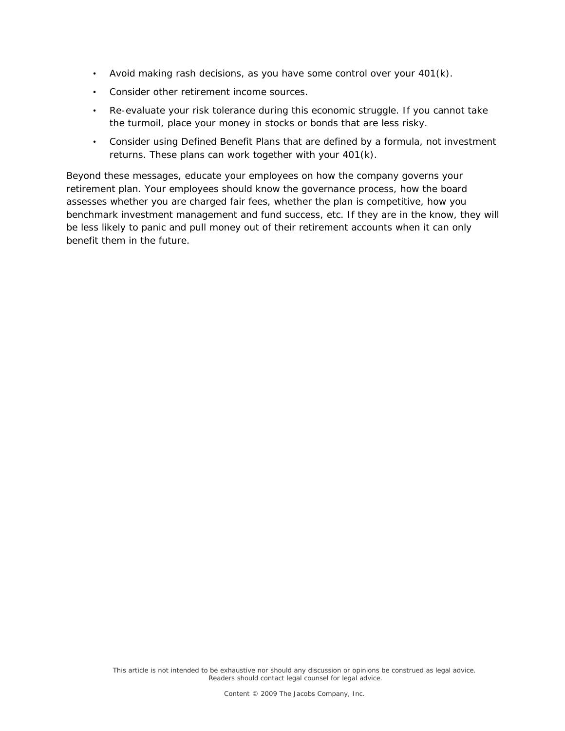- Avoid making rash decisions, as you have some control over your 401(k).
- Consider other retirement income sources.
- Re-evaluate your risk tolerance during this economic struggle. If you cannot take the turmoil, place your money in stocks or bonds that are less risky.
- Consider using Defined Benefit Plans that are defined by a formula, not investment returns. These plans can work together with your 401(k).

Beyond these messages, educate your employees on how the company governs your retirement plan. Your employees should know the governance process, how the board assesses whether you are charged fair fees, whether the plan is competitive, how you benchmark investment management and fund success, etc. If they are in the know, they will be less likely to panic and pull money out of their retirement accounts when it can only benefit them in the future.

This article is not intended to be exhaustive nor should any discussion or opinions be construed as legal advice. Readers should contact legal counsel for legal advice.

Content © 2009 The Jacobs Company, Inc.